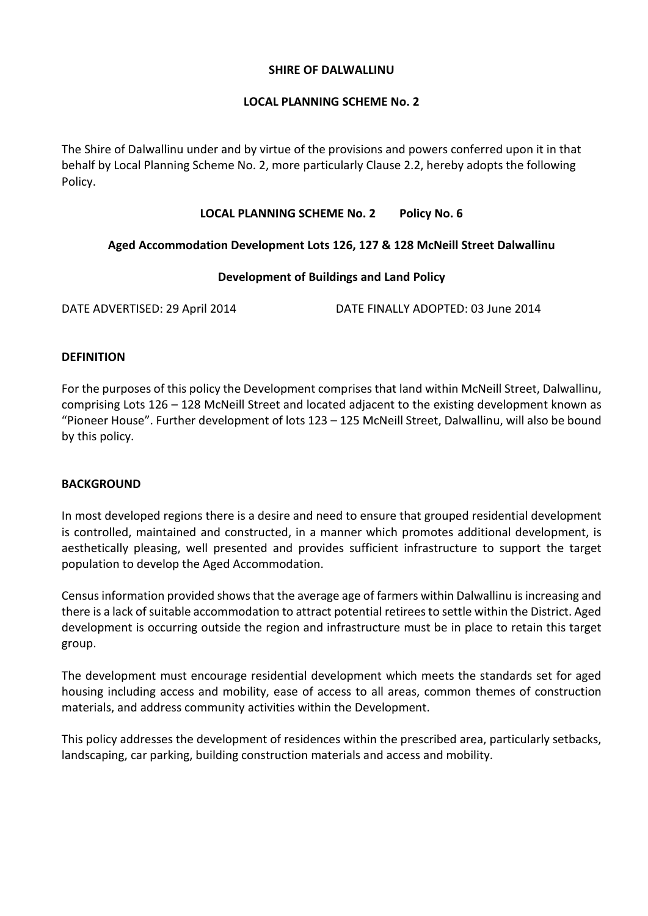**SHIRE OF DALWALLINU**

**LOCAL PLANNING SCHEME No. 2**

The Shire of Dalwallinu under and by virtue of the provisions and powers conferred upon it in that behalf by Local Planning Scheme No. 2, more particularly Clause 2.2, hereby adopts the following Policy.

**LOCAL PLANNING SCHEME No. 2 Policy No. 6**

**Aged Accommodation Development Lots 126, 127 & 128 McNeill Street Dalwallinu**

**Development of Buildings and Land Policy**

DATE ADVERTISED: 29 April 2014 DATE FINALLY ADOPTED: 03 June 2014

## DEFINITION

For the purposes of this policy the Development comprises that land within McNeill Street, Dalwallinu, comprising Lots 126 – 128 McNeill Street and located adjacent to the existing development known as "Pioneer House". Further development of lots 123 – 125 McNeill Street, Dalwallinu, will also be bound by this policy.

## BACKGROUND

In most developed regions there is a desire and need to ensure that grouped residential development is controlled, maintained and constructed, in a manner which promotes additional development, is aesthetically pleasing, well presented and provides sufficient infrastructure to support the target population to develop the Aged Accommodation.

Census information provided shows that the average age of farmers within Dalwallinu is increasing and there is a lack of suitable accommodation to attract potential retirees to settle within the District. Aged development is occurring outside the region and infrastructure must be in place to retain this target group.

The development must encourage residential development which meets the standards set for aged housing including access and mobility, ease of access to all areas, common themes of construction materials, and address community activities within the Development.

This policy addresses the development of residences within the prescribed area, particularly setbacks, landscaping, car parking, building construction materials and access and mobility.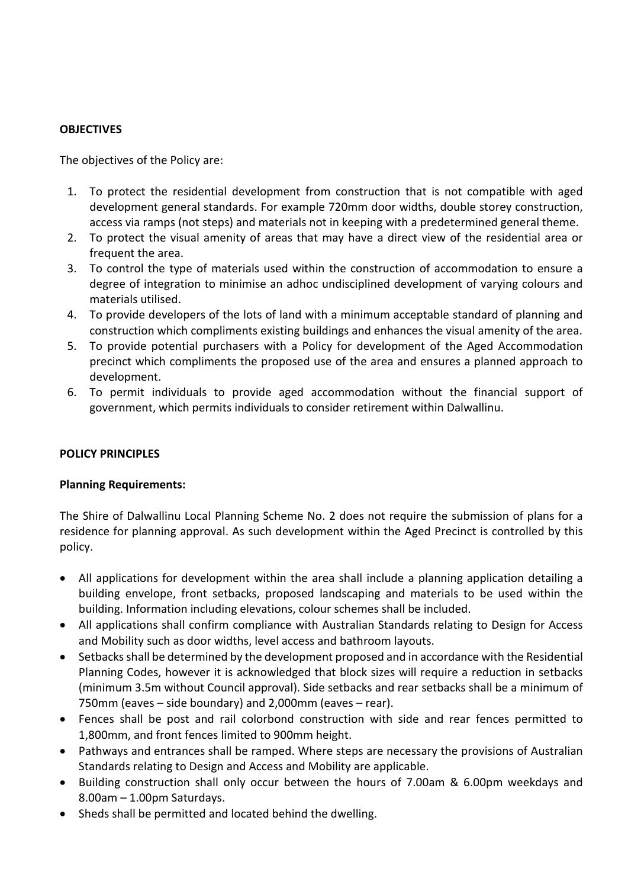**OBJECTIVES**

The objectives of the Policy are:

1. To protect the residential development from construction that is not compatible with aged development general standards. For example 720mm door widths, double storey construction, access via ramps (not steps) and materials not in keeping with a predetermined general theme.
2. To protect the visual amenity of areas that may have a direct view of the residential area or frequent the area.
3. To control the type of materials used within the construction of accommodation to ensure a degree of integration to minimise an adhoc undisciplined development of varying colours and materials utilised.
4. To provide developers of the lots of land with a minimum acceptable standard of planning and construction which compliments existing buildings and enhances the visual amenity of the area.
5. To provide potential purchasers with a Policy for development of the Aged Accommodation precinct which compliments the proposed use of the area and ensures a planned approach to development.
6. To permit individuals to provide aged accommodation without the financial support of government, which permits individuals to consider retirement within Dalwallinu.

**POLICY PRINCIPLES**

**Planning Requirements:**

The Shire of Dalwallinu Local Planning Scheme No. 2 does not require the submission of plans for a residence for planning approval. As such development within the Aged Precinct is controlled by this policy.

- All applications for development within the area shall include a planning application detailing a building envelope, front setbacks, proposed landscaping and materials to be used within the building. Information including elevations, colour schemes shall be included.
- All applications shall confirm compliance with Australian Standards relating to Design for Access and Mobility such as door widths, level access and bathroom layouts.
- Setbacks shall be determined by the development proposed and in accordance with the Residential Planning Codes, however it is acknowledged that block sizes will require a reduction in setbacks (minimum 3.5m without Council approval). Side setbacks and rear setbacks shall be a minimum of 750mm (eaves – side boundary) and 2,000mm (eaves – rear).
- Fences shall be post and rail colorbond construction with side and rear fences permitted to 1,800mm, and front fences limited to 900mm height.
- Pathways and entrances shall be ramped. Where steps are necessary the provisions of Australian Standards relating to Design and Access and Mobility are applicable.
- Building construction shall only occur between the hours of 7.00am & 6.00pm weekdays and 8.00am – 1.00pm Saturdays.
- Sheds shall be permitted and located behind the dwelling.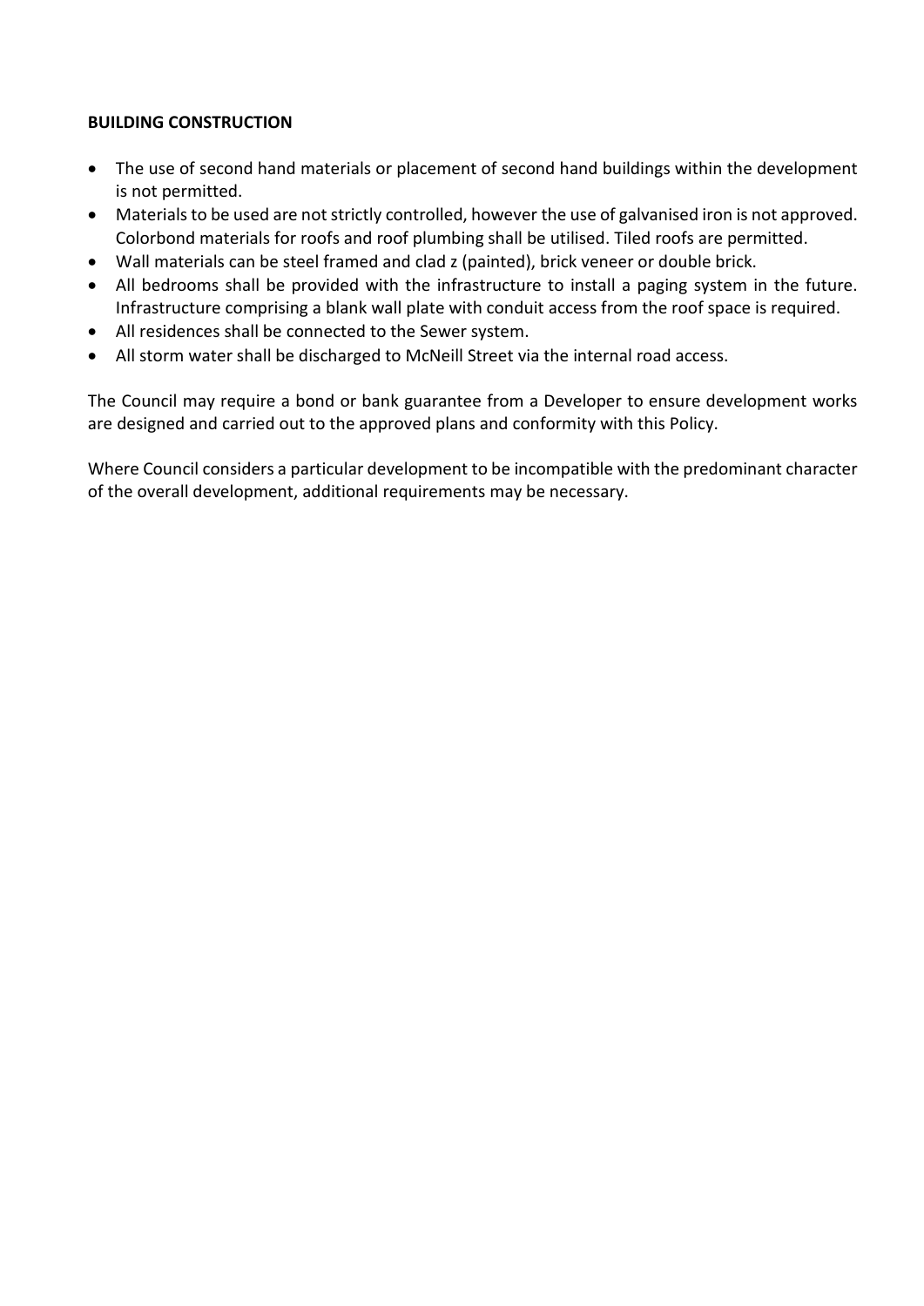**BUILDING CONSTRUCTION**

- The use of second hand materials or placement of second hand buildings within the development is not permitted.
- Materials to be used are not strictly controlled, however the use of galvanised iron is not approved. Colorbond materials for roofs and roof plumbing shall be utilised. Tiled roofs are permitted.
- Wall materials can be steel framed and clad z (painted), brick veneer or double brick.
- All bedrooms shall be provided with the infrastructure to install a paging system in the future. Infrastructure comprising a blank wall plate with conduit access from the roof space is required.
- All residences shall be connected to the Sewer system.
- All storm water shall be discharged to McNeill Street via the internal road access.

The Council may require a bond or bank guarantee from a Developer to ensure development works are designed and carried out to the approved plans and conformity with this Policy.

Where Council considers a particular development to be incompatible with the predominant character of the overall development, additional requirements may be necessary.